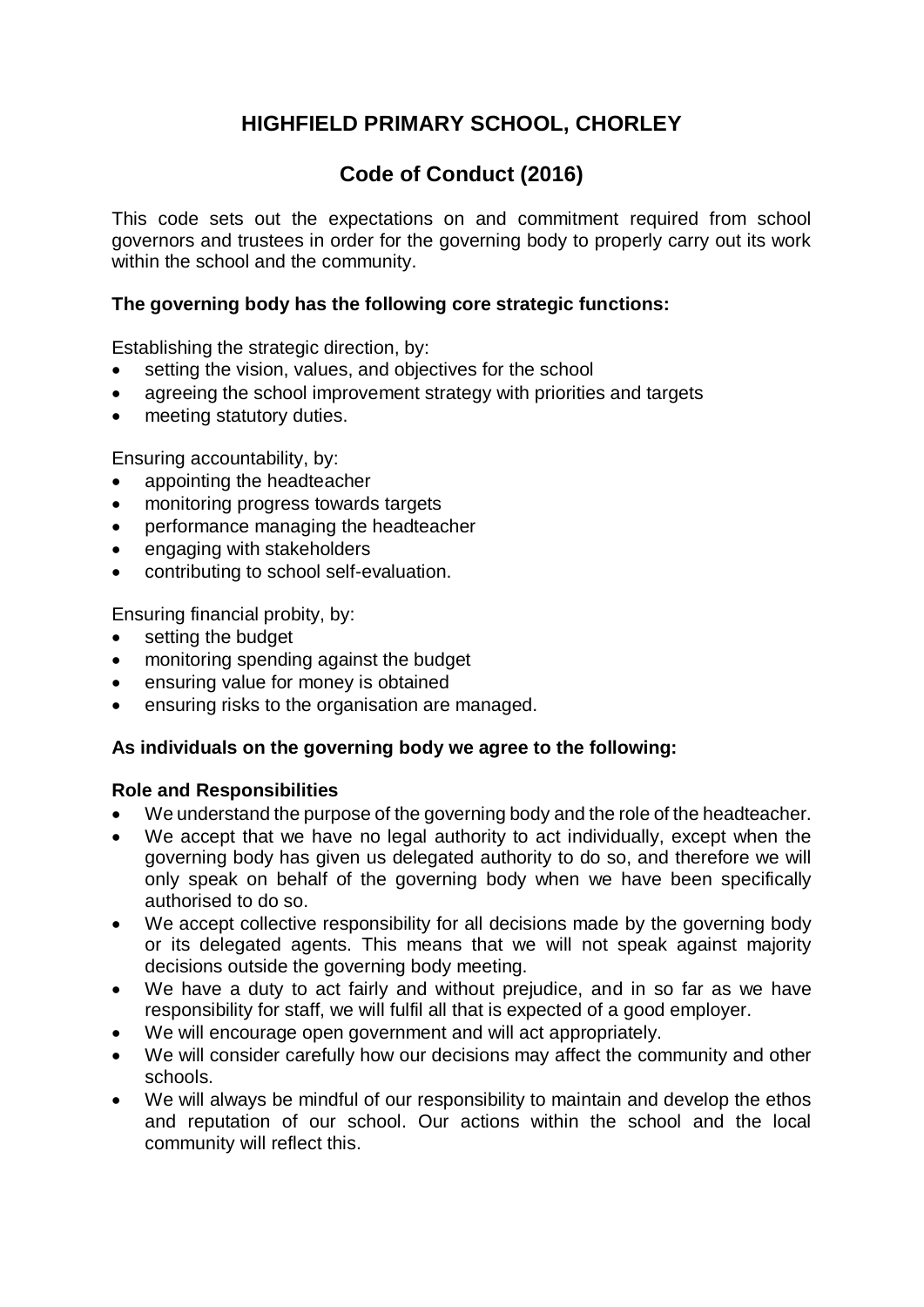# HIGHFIELD PRIMARY SCHOOL, CHORLEY

## Code of Conduct (2016)

This code sets out the expectations on and commitment required from school governors and trustees in order for the governing body to properly carry out its work within the school and the community.

**The governing body has the following core strategic functions:**

Establishing the strategic direction, by:

- setting the vision, values, and objectives for the school
- agreeing the school improvement strategy with priorities and targets
- meeting statutory duties.

Ensuring accountability, by:

- appointing the headteacher
- monitoring progress towards targets
- performance managing the headteacher
- engaging with stakeholders
- contributing to school self-evaluation.

Ensuring financial probity, by:

- setting the budget
- monitoring spending against the budget
- ensuring value for money is obtained
- ensuring risks to the organisation are managed.

**As individuals on the governing body we agree to the following:**

**Role and Responsibilities**

- We understand the purpose of the governing body and the role of the headteacher.
- We accept that we have no legal authority to act individually, except when the governing body has given us delegated authority to do so, and therefore we will only speak on behalf of the governing body when we have been specifically authorised to do so.
- We accept collective responsibility for all decisions made by the governing body or its delegated agents. This means that we will not speak against majority decisions outside the governing body meeting.
- We have a duty to act fairly and without prejudice, and in so far as we have responsibility for staff, we will fulfil all that is expected of a good employer.
- We will encourage open government and will act appropriately.
- We will consider carefully how our decisions may affect the community and other schools.
- We will always be mindful of our responsibility to maintain and develop the ethos and reputation of our school. Our actions within the school and the local community will reflect this.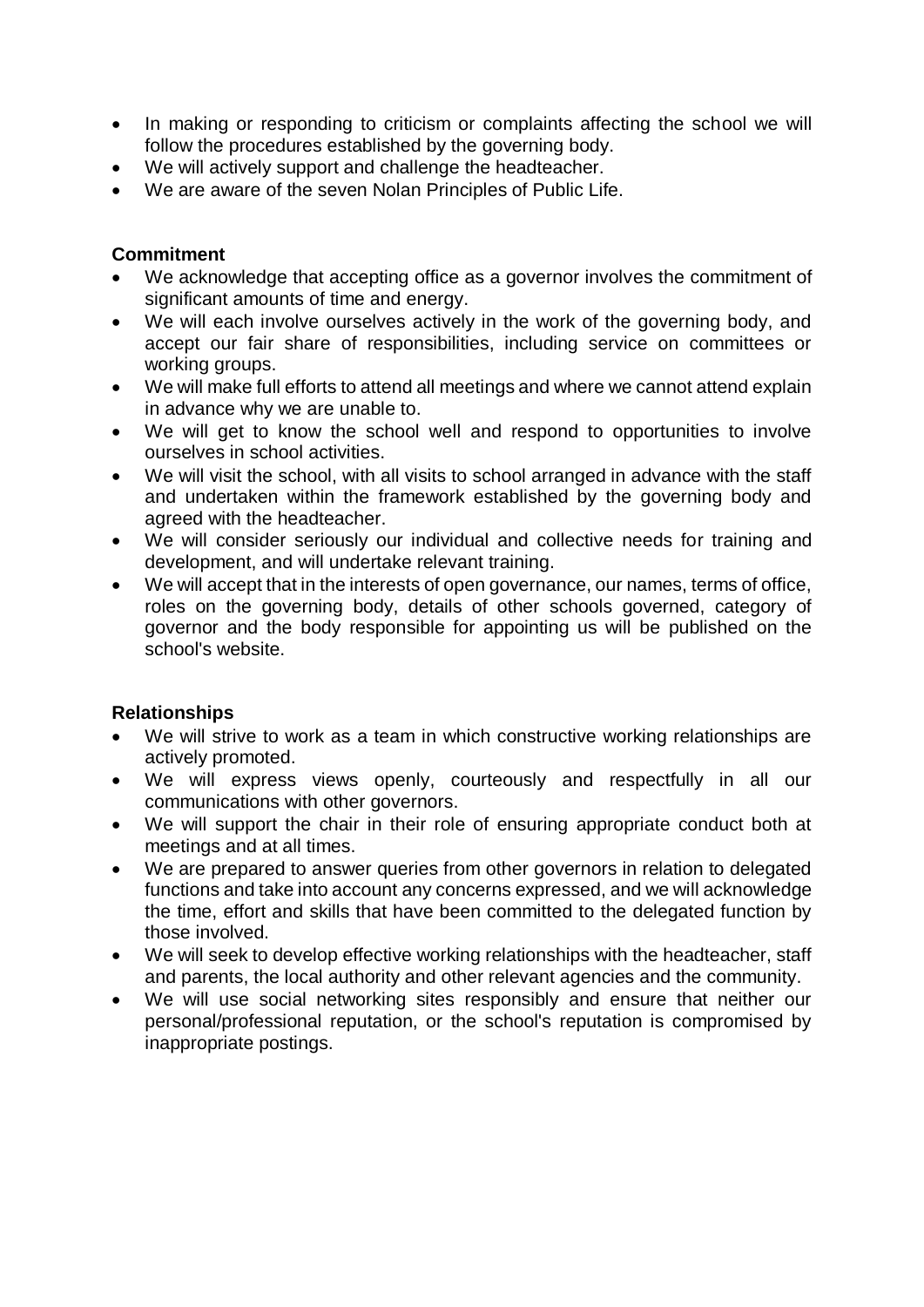- In making or responding to criticism or complaints affecting the school we will follow the procedures established by the governing body.
- We will actively support and challenge the headteacher.
- We are aware of the seven Nolan Principles of Public Life.

**Commitment**

- We acknowledge that accepting office as a governor involves the commitment of significant amounts of time and energy.
- We will each involve ourselves actively in the work of the governing body, and accept our fair share of responsibilities, including service on committees or working groups.
- We will make full efforts to attend all meetings and where we cannot attend explain in advance why we are unable to.
- We will get to know the school well and respond to opportunities to involve ourselves in school activities.
- We will visit the school, with all visits to school arranged in advance with the staff and undertaken within the framework established by the governing body and agreed with the headteacher.
- We will consider seriously our individual and collective needs for training and development, and will undertake relevant training.
- We will accept that in the interests of open governance, our names, terms of office, roles on the governing body, details of other schools governed, category of governor and the body responsible for appointing us will be published on the school's website.

**Relationships**

- We will strive to work as a team in which constructive working relationships are actively promoted.
- We will express views openly, courteously and respectfully in all our communications with other governors.
- We will support the chair in their role of ensuring appropriate conduct both at meetings and at all times.
- We are prepared to answer queries from other governors in relation to delegated functions and take into account any concerns expressed, and we will acknowledge the time, effort and skills that have been committed to the delegated function by those involved.
- We will seek to develop effective working relationships with the headteacher, staff and parents, the local authority and other relevant agencies and the community.
- We will use social networking sites responsibly and ensure that neither our personal/professional reputation, or the school's reputation is compromised by inappropriate postings.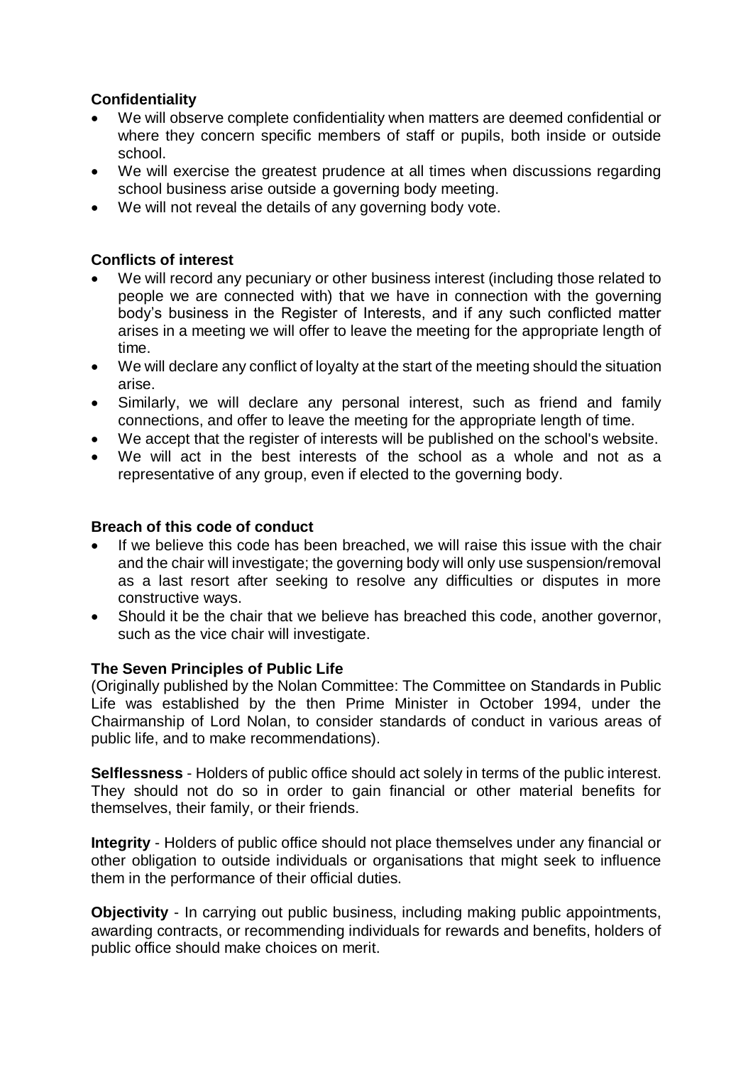**Confidentiality**

- We will observe complete confidentiality when matters are deemed confidential or where they concern specific members of staff or pupils, both inside or outside school.
- We will exercise the greatest prudence at all times when discussions regarding school business arise outside a governing body meeting.
- We will not reveal the details of any governing body vote.

**Conflicts of interest**

- We will record any pecuniary or other business interest (including those related to people we are connected with) that we have in connection with the governing body's business in the Register of Interests, and if any such conflicted matter arises in a meeting we will offer to leave the meeting for the appropriate length of time.
- We will declare any conflict of loyalty at the start of the meeting should the situation arise.
- Similarly, we will declare any personal interest, such as friend and family connections, and offer to leave the meeting for the appropriate length of time.
- We accept that the register of interests will be published on the school's website.
- We will act in the best interests of the school as a whole and not as a representative of any group, even if elected to the governing body.

**Breach of this code of conduct**

- If we believe this code has been breached, we will raise this issue with the chair and the chair will investigate; the governing body will only use suspension/removal as a last resort after seeking to resolve any difficulties or disputes in more constructive ways.
- Should it be the chair that we believe has breached this code, another governor, such as the vice chair will investigate.

**The Seven Principles of Public Life**

(Originally published by the Nolan Committee: The Committee on Standards in Public Life was established by the then Prime Minister in October 1994, under the Chairmanship of Lord Nolan, to consider standards of conduct in various areas of public life, and to make recommendations).

**Selflessness** - Holders of public office should act solely in terms of the public interest. They should not do so in order to gain financial or other material benefits for themselves, their family, or their friends.

**Integrity** - Holders of public office should not place themselves under any financial or other obligation to outside individuals or organisations that might seek to influence them in the performance of their official duties.

**Objectivity** - In carrying out public business, including making public appointments, awarding contracts, or recommending individuals for rewards and benefits, holders of public office should make choices on merit.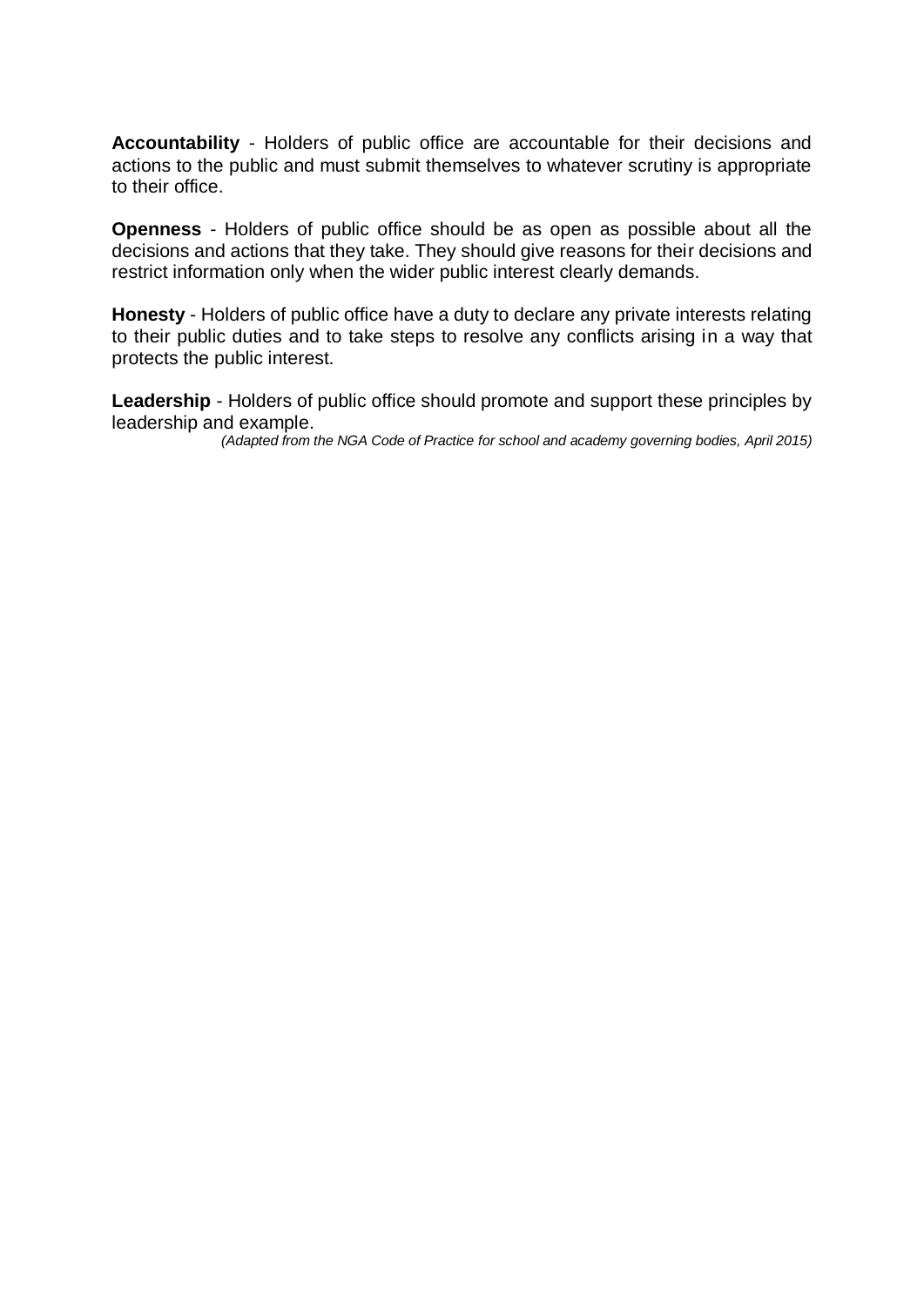**Accountability** - Holders of public office are accountable for their decisions and actions to the public and must submit themselves to whatever scrutiny is appropriate to their office.

**Openness** - Holders of public office should be as open as possible about all the decisions and actions that they take. They should give reasons for their decisions and restrict information only when the wider public interest clearly demands.

**Honesty** - Holders of public office have a duty to declare any private interests relating to their public duties and to take steps to resolve any conflicts arising in a way that protects the public interest.

**Leadership** - Holders of public office should promote and support these principles by leadership and example.

*(Adapted from the NGA Code of Practice for school and academy governing bodies, April 2015)*